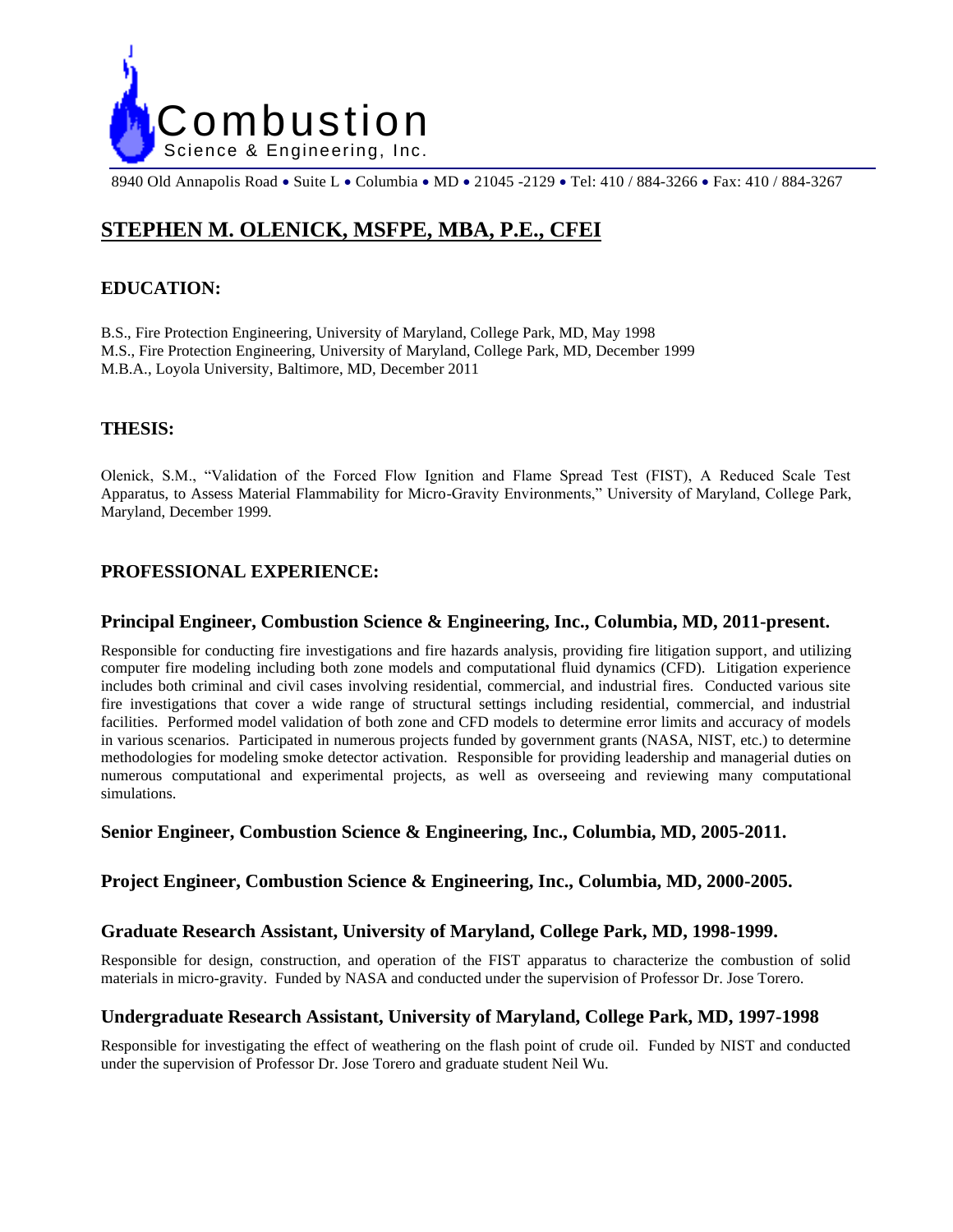Combustion
Science & Engineering, Inc.

8940 Old Annapolis Road • Suite L • Columbia • MD • 21045 -2129 • Tel: 410 / 884-3266 • Fax: 410 / 884-3267

# STEPHEN M. OLENICK, MSFPE, MBA, P.E., CFEI

## EDUCATION:

B.S., Fire Protection Engineering, University of Maryland, College Park, MD, May 1998
M.S., Fire Protection Engineering, University of Maryland, College Park, MD, December 1999
M.B.A., Loyola University, Baltimore, MD, December 2011

## THESIS:

Olenick, S.M., "Validation of the Forced Flow Ignition and Flame Spread Test (FIST), A Reduced Scale Test Apparatus, to Assess Material Flammability for Micro-Gravity Environments," University of Maryland, College Park, Maryland, December 1999.

## PROFESSIONAL EXPERIENCE:

### Principal Engineer, Combustion Science & Engineering, Inc., Columbia, MD, 2011-present.

Responsible for conducting fire investigations and fire hazards analysis, providing fire litigation support, and utilizing computer fire modeling including both zone models and computational fluid dynamics (CFD). Litigation experience includes both criminal and civil cases involving residential, commercial, and industrial fires. Conducted various site fire investigations that cover a wide range of structural settings including residential, commercial, and industrial facilities. Performed model validation of both zone and CFD models to determine error limits and accuracy of models in various scenarios. Participated in numerous projects funded by government grants (NASA, NIST, etc.) to determine methodologies for modeling smoke detector activation. Responsible for providing leadership and managerial duties on numerous computational and experimental projects, as well as overseeing and reviewing many computational simulations.

### Senior Engineer, Combustion Science & Engineering, Inc., Columbia, MD, 2005-2011.

### Project Engineer, Combustion Science & Engineering, Inc., Columbia, MD, 2000-2005.

### Graduate Research Assistant, University of Maryland, College Park, MD, 1998-1999.

Responsible for design, construction, and operation of the FIST apparatus to characterize the combustion of solid materials in micro-gravity. Funded by NASA and conducted under the supervision of Professor Dr. Jose Torero.

### Undergraduate Research Assistant, University of Maryland, College Park, MD, 1997-1998

Responsible for investigating the effect of weathering on the flash point of crude oil. Funded by NIST and conducted under the supervision of Professor Dr. Jose Torero and graduate student Neil Wu.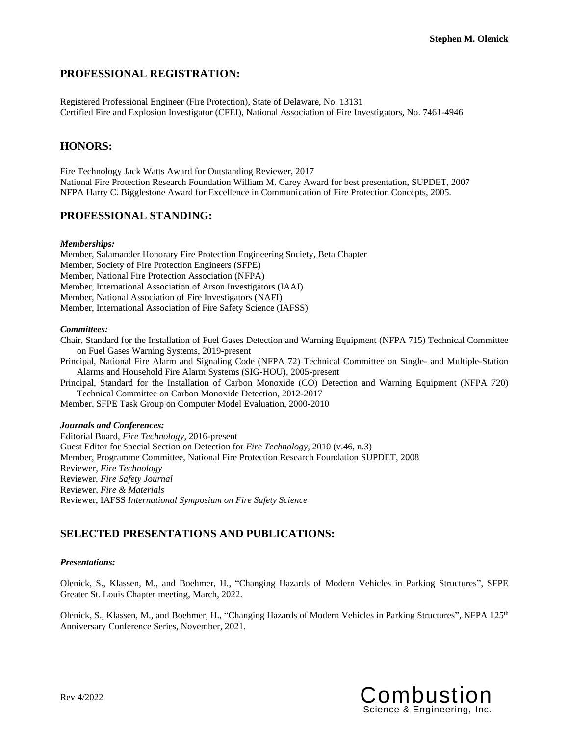## PROFESSIONAL REGISTRATION:

Registered Professional Engineer (Fire Protection), State of Delaware, No. 13131
Certified Fire and Explosion Investigator (CFEI), National Association of Fire Investigators, No. 7461-4946

## HONORS:

Fire Technology Jack Watts Award for Outstanding Reviewer, 2017
National Fire Protection Research Foundation William M. Carey Award for best presentation, SUPDET, 2007
NFPA Harry C. Bigglestone Award for Excellence in Communication of Fire Protection Concepts, 2005.

## PROFESSIONAL STANDING:

***Memberships:***

Member, Salamander Honorary Fire Protection Engineering Society, Beta Chapter
Member, Society of Fire Protection Engineers (SFPE)
Member, National Fire Protection Association (NFPA)
Member, International Association of Arson Investigators (IAAI)
Member, National Association of Fire Investigators (NAFI)
Member, International Association of Fire Safety Science (IAFSS)

***Committees:***

Chair, Standard for the Installation of Fuel Gases Detection and Warning Equipment (NFPA 715) Technical Committee on Fuel Gases Warning Systems, 2019-present
Principal, National Fire Alarm and Signaling Code (NFPA 72) Technical Committee on Single- and Multiple-Station Alarms and Household Fire Alarm Systems (SIG-HOU), 2005-present
Principal, Standard for the Installation of Carbon Monoxide (CO) Detection and Warning Equipment (NFPA 720) Technical Committee on Carbon Monoxide Detection, 2012-2017
Member, SFPE Task Group on Computer Model Evaluation, 2000-2010

***Journals and Conferences:***

Editorial Board, *Fire Technology*, 2016-present
Guest Editor for Special Section on Detection for *Fire Technology*, 2010 (v.46, n.3)
Member, Programme Committee, National Fire Protection Research Foundation SUPDET, 2008
Reviewer, *Fire Technology*
Reviewer, *Fire Safety Journal*
Reviewer, *Fire & Materials*
Reviewer, IAFSS *International Symposium on Fire Safety Science*

## SELECTED PRESENTATIONS AND PUBLICATIONS:

***Presentations:***

Olenick, S., Klassen, M., and Boehmer, H., "Changing Hazards of Modern Vehicles in Parking Structures", SFPE Greater St. Louis Chapter meeting, March, 2022.

Olenick, S., Klassen, M., and Boehmer, H., "Changing Hazards of Modern Vehicles in Parking Structures", NFPA 125th Anniversary Conference Series, November, 2021.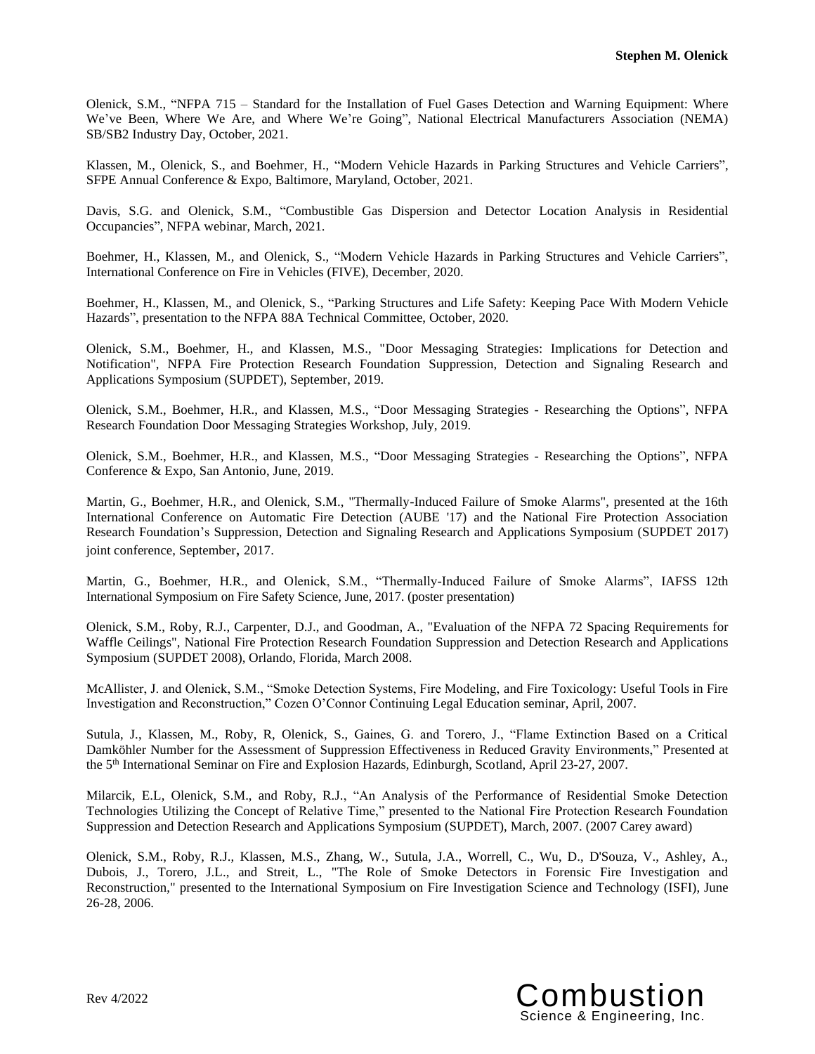Olenick, S.M., “NFPA 715 – Standard for the Installation of Fuel Gases Detection and Warning Equipment: Where We’ve Been, Where We Are, and Where We’re Going”, National Electrical Manufacturers Association (NEMA) SB/SB2 Industry Day, October, 2021.

Klassen, M., Olenick, S., and Boehmer, H., “Modern Vehicle Hazards in Parking Structures and Vehicle Carriers”, SFPE Annual Conference & Expo, Baltimore, Maryland, October, 2021.

Davis, S.G. and Olenick, S.M., “Combustible Gas Dispersion and Detector Location Analysis in Residential Occupancies”, NFPA webinar, March, 2021.

Boehmer, H., Klassen, M., and Olenick, S., “Modern Vehicle Hazards in Parking Structures and Vehicle Carriers”, International Conference on Fire in Vehicles (FIVE), December, 2020.

Boehmer, H., Klassen, M., and Olenick, S., “Parking Structures and Life Safety: Keeping Pace With Modern Vehicle Hazards”, presentation to the NFPA 88A Technical Committee, October, 2020.

Olenick, S.M., Boehmer, H., and Klassen, M.S., "Door Messaging Strategies: Implications for Detection and Notification", NFPA Fire Protection Research Foundation Suppression, Detection and Signaling Research and Applications Symposium (SUPDET), September, 2019.

Olenick, S.M., Boehmer, H.R., and Klassen, M.S., “Door Messaging Strategies - Researching the Options”, NFPA Research Foundation Door Messaging Strategies Workshop, July, 2019.

Olenick, S.M., Boehmer, H.R., and Klassen, M.S., “Door Messaging Strategies - Researching the Options”, NFPA Conference & Expo, San Antonio, June, 2019.

Martin, G., Boehmer, H.R., and Olenick, S.M., "Thermally-Induced Failure of Smoke Alarms", presented at the 16th International Conference on Automatic Fire Detection (AUBE '17) and the National Fire Protection Association Research Foundation’s Suppression, Detection and Signaling Research and Applications Symposium (SUPDET 2017) joint conference, September, 2017.

Martin, G., Boehmer, H.R., and Olenick, S.M., “Thermally-Induced Failure of Smoke Alarms”, IAFSS 12th International Symposium on Fire Safety Science, June, 2017. (poster presentation)

Olenick, S.M., Roby, R.J., Carpenter, D.J., and Goodman, A., "Evaluation of the NFPA 72 Spacing Requirements for Waffle Ceilings", National Fire Protection Research Foundation Suppression and Detection Research and Applications Symposium (SUPDET 2008), Orlando, Florida, March 2008.

McAllister, J. and Olenick, S.M., “Smoke Detection Systems, Fire Modeling, and Fire Toxicology: Useful Tools in Fire Investigation and Reconstruction,” Cozen O’Connor Continuing Legal Education seminar, April, 2007.

Sutula, J., Klassen, M., Roby, R, Olenick, S., Gaines, G. and Torero, J., “Flame Extinction Based on a Critical Damköhler Number for the Assessment of Suppression Effectiveness in Reduced Gravity Environments,” Presented at the 5th International Seminar on Fire and Explosion Hazards, Edinburgh, Scotland, April 23-27, 2007.

Milarcik, E.L, Olenick, S.M., and Roby, R.J., “An Analysis of the Performance of Residential Smoke Detection Technologies Utilizing the Concept of Relative Time,” presented to the National Fire Protection Research Foundation Suppression and Detection Research and Applications Symposium (SUPDET), March, 2007. (2007 Carey award)

Olenick, S.M., Roby, R.J., Klassen, M.S., Zhang, W., Sutula, J.A., Worrell, C., Wu, D., D'Souza, V., Ashley, A., Dubois, J., Torero, J.L., and Streit, L., "The Role of Smoke Detectors in Forensic Fire Investigation and Reconstruction," presented to the International Symposium on Fire Investigation Science and Technology (ISFI), June 26-28, 2006.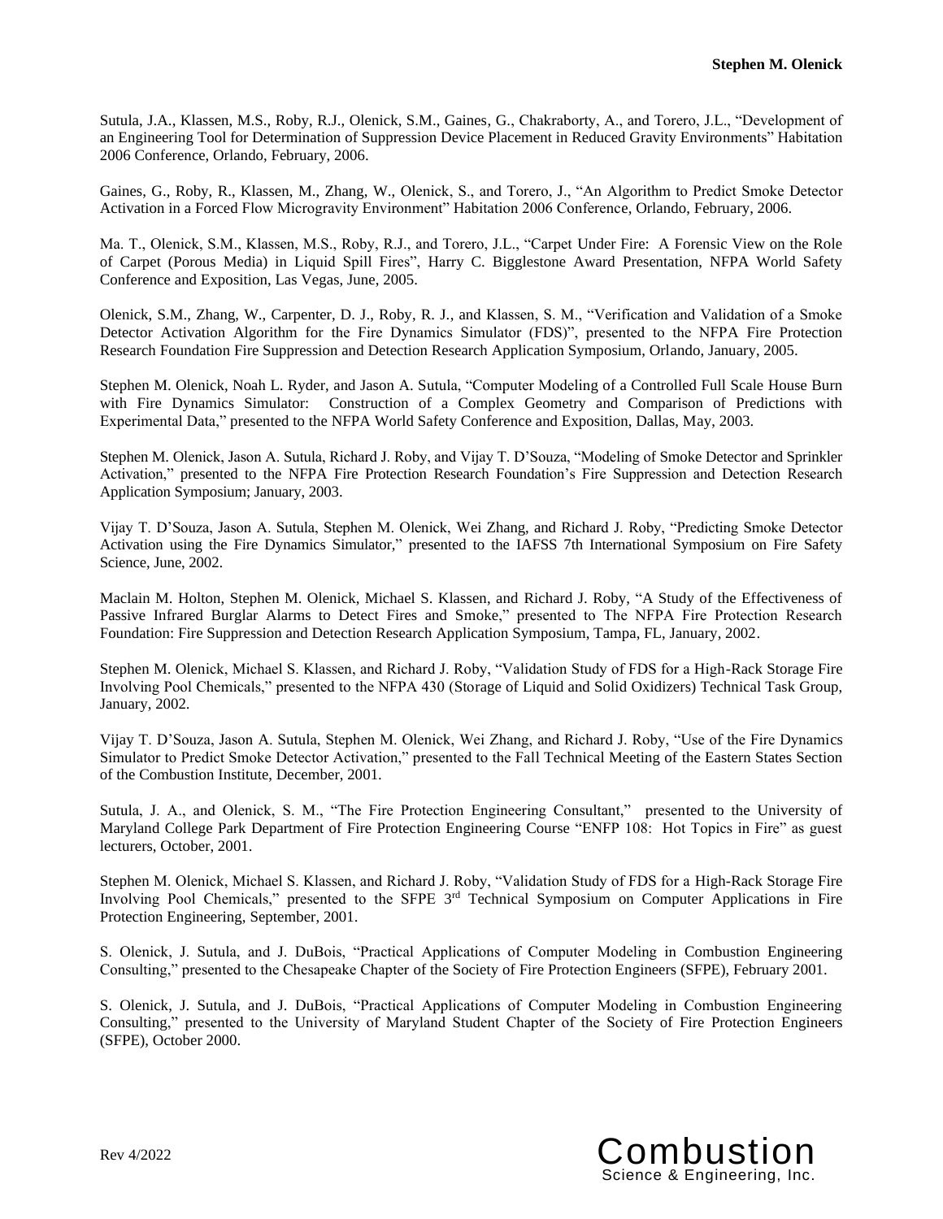Sutula, J.A., Klassen, M.S., Roby, R.J., Olenick, S.M., Gaines, G., Chakraborty, A., and Torero, J.L., "Development of an Engineering Tool for Determination of Suppression Device Placement in Reduced Gravity Environments" Habitation 2006 Conference, Orlando, February, 2006.

Gaines, G., Roby, R., Klassen, M., Zhang, W., Olenick, S., and Torero, J., "An Algorithm to Predict Smoke Detector Activation in a Forced Flow Microgravity Environment" Habitation 2006 Conference, Orlando, February, 2006.

Ma. T., Olenick, S.M., Klassen, M.S., Roby, R.J., and Torero, J.L., "Carpet Under Fire: A Forensic View on the Role of Carpet (Porous Media) in Liquid Spill Fires", Harry C. Bigglestone Award Presentation, NFPA World Safety Conference and Exposition, Las Vegas, June, 2005.

Olenick, S.M., Zhang, W., Carpenter, D. J., Roby, R. J., and Klassen, S. M., "Verification and Validation of a Smoke Detector Activation Algorithm for the Fire Dynamics Simulator (FDS)", presented to the NFPA Fire Protection Research Foundation Fire Suppression and Detection Research Application Symposium, Orlando, January, 2005.

Stephen M. Olenick, Noah L. Ryder, and Jason A. Sutula, "Computer Modeling of a Controlled Full Scale House Burn with Fire Dynamics Simulator: Construction of a Complex Geometry and Comparison of Predictions with Experimental Data," presented to the NFPA World Safety Conference and Exposition, Dallas, May, 2003.

Stephen M. Olenick, Jason A. Sutula, Richard J. Roby, and Vijay T. D'Souza, "Modeling of Smoke Detector and Sprinkler Activation," presented to the NFPA Fire Protection Research Foundation's Fire Suppression and Detection Research Application Symposium; January, 2003.

Vijay T. D'Souza, Jason A. Sutula, Stephen M. Olenick, Wei Zhang, and Richard J. Roby, "Predicting Smoke Detector Activation using the Fire Dynamics Simulator," presented to the IAFSS 7th International Symposium on Fire Safety Science, June, 2002.

Maclain M. Holton, Stephen M. Olenick, Michael S. Klassen, and Richard J. Roby, "A Study of the Effectiveness of Passive Infrared Burglar Alarms to Detect Fires and Smoke," presented to The NFPA Fire Protection Research Foundation: Fire Suppression and Detection Research Application Symposium, Tampa, FL, January, 2002.

Stephen M. Olenick, Michael S. Klassen, and Richard J. Roby, "Validation Study of FDS for a High-Rack Storage Fire Involving Pool Chemicals," presented to the NFPA 430 (Storage of Liquid and Solid Oxidizers) Technical Task Group, January, 2002.

Vijay T. D'Souza, Jason A. Sutula, Stephen M. Olenick, Wei Zhang, and Richard J. Roby, "Use of the Fire Dynamics Simulator to Predict Smoke Detector Activation," presented to the Fall Technical Meeting of the Eastern States Section of the Combustion Institute, December, 2001.

Sutula, J. A., and Olenick, S. M., "The Fire Protection Engineering Consultant," presented to the University of Maryland College Park Department of Fire Protection Engineering Course "ENFP 108: Hot Topics in Fire" as guest lecturers, October, 2001.

Stephen M. Olenick, Michael S. Klassen, and Richard J. Roby, "Validation Study of FDS for a High-Rack Storage Fire Involving Pool Chemicals," presented to the SFPE 3rd Technical Symposium on Computer Applications in Fire Protection Engineering, September, 2001.

S. Olenick, J. Sutula, and J. DuBois, "Practical Applications of Computer Modeling in Combustion Engineering Consulting," presented to the Chesapeake Chapter of the Society of Fire Protection Engineers (SFPE), February 2001.

S. Olenick, J. Sutula, and J. DuBois, "Practical Applications of Computer Modeling in Combustion Engineering Consulting," presented to the University of Maryland Student Chapter of the Society of Fire Protection Engineers (SFPE), October 2000.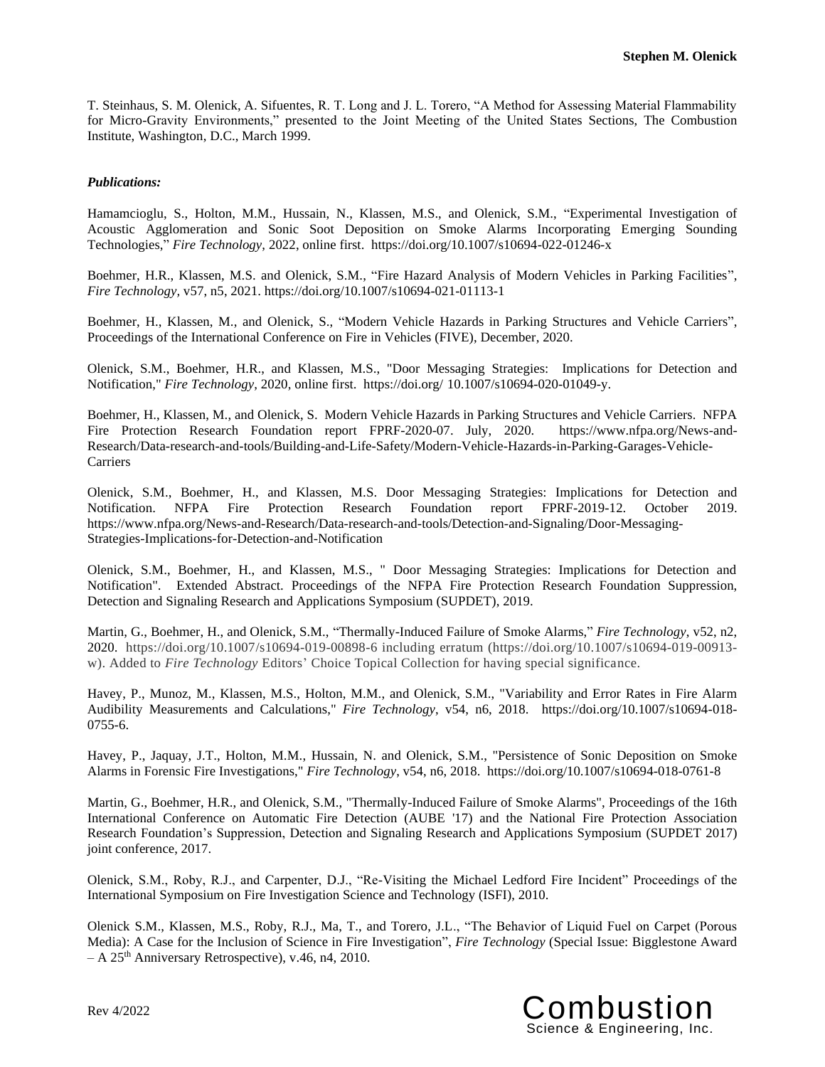T. Steinhaus, S. M. Olenick, A. Sifuentes, R. T. Long and J. L. Torero, “A Method for Assessing Material Flammability for Micro-Gravity Environments,” presented to the Joint Meeting of the United States Sections, The Combustion Institute, Washington, D.C., March 1999.

***Publications:***

Hamamcioglu, S., Holton, M.M., Hussain, N., Klassen, M.S., and Olenick, S.M., “Experimental Investigation of Acoustic Agglomeration and Sonic Soot Deposition on Smoke Alarms Incorporating Emerging Sounding Technologies,” *Fire Technology*, 2022, online first. https://doi.org/10.1007/s10694-022-01246-x

Boehmer, H.R., Klassen, M.S. and Olenick, S.M., “Fire Hazard Analysis of Modern Vehicles in Parking Facilities”, *Fire Technology*, v57, n5, 2021. https://doi.org/10.1007/s10694-021-01113-1

Boehmer, H., Klassen, M., and Olenick, S., “Modern Vehicle Hazards in Parking Structures and Vehicle Carriers”, Proceedings of the International Conference on Fire in Vehicles (FIVE), December, 2020.

Olenick, S.M., Boehmer, H.R., and Klassen, M.S., "Door Messaging Strategies: Implications for Detection and Notification," *Fire Technology*, 2020, online first. https://doi.org/ 10.1007/s10694-020-01049-y.

Boehmer, H., Klassen, M., and Olenick, S. Modern Vehicle Hazards in Parking Structures and Vehicle Carriers. NFPA Fire Protection Research Foundation report FPRF-2020-07. July, 2020. https://www.nfpa.org/News-and-Research/Data-research-and-tools/Building-and-Life-Safety/Modern-Vehicle-Hazards-in-Parking-Garages-Vehicle-Carriers

Olenick, S.M., Boehmer, H., and Klassen, M.S. Door Messaging Strategies: Implications for Detection and Notification. NFPA Fire Protection Research Foundation report FPRF-2019-12. October 2019. https://www.nfpa.org/News-and-Research/Data-research-and-tools/Detection-and-Signaling/Door-Messaging-Strategies-Implications-for-Detection-and-Notification

Olenick, S.M., Boehmer, H., and Klassen, M.S., " Door Messaging Strategies: Implications for Detection and Notification". Extended Abstract. Proceedings of the NFPA Fire Protection Research Foundation Suppression, Detection and Signaling Research and Applications Symposium (SUPDET), 2019.

Martin, G., Boehmer, H., and Olenick, S.M., “Thermally-Induced Failure of Smoke Alarms,” *Fire Technology*, v52, n2, 2020. https://doi.org/10.1007/s10694-019-00898-6 including erratum (https://doi.org/10.1007/s10694-019-00913-w). Added to *Fire Technology* Editors’ Choice Topical Collection for having special significance.

Havey, P., Munoz, M., Klassen, M.S., Holton, M.M., and Olenick, S.M., "Variability and Error Rates in Fire Alarm Audibility Measurements and Calculations," *Fire Technology*, v54, n6, 2018. https://doi.org/10.1007/s10694-018-0755-6.

Havey, P., Jaquay, J.T., Holton, M.M., Hussain, N. and Olenick, S.M., "Persistence of Sonic Deposition on Smoke Alarms in Forensic Fire Investigations," *Fire Technology*, v54, n6, 2018. https://doi.org/10.1007/s10694-018-0761-8

Martin, G., Boehmer, H.R., and Olenick, S.M., "Thermally-Induced Failure of Smoke Alarms", Proceedings of the 16th International Conference on Automatic Fire Detection (AUBE '17) and the National Fire Protection Association Research Foundation’s Suppression, Detection and Signaling Research and Applications Symposium (SUPDET 2017) joint conference, 2017.

Olenick, S.M., Roby, R.J., and Carpenter, D.J., “Re-Visiting the Michael Ledford Fire Incident” Proceedings of the International Symposium on Fire Investigation Science and Technology (ISFI), 2010.

Olenick S.M., Klassen, M.S., Roby, R.J., Ma, T., and Torero, J.L., “The Behavior of Liquid Fuel on Carpet (Porous Media): A Case for the Inclusion of Science in Fire Investigation”, *Fire Technology* (Special Issue: Bigglestone Award – A 25th Anniversary Retrospective), v.46, n4, 2010.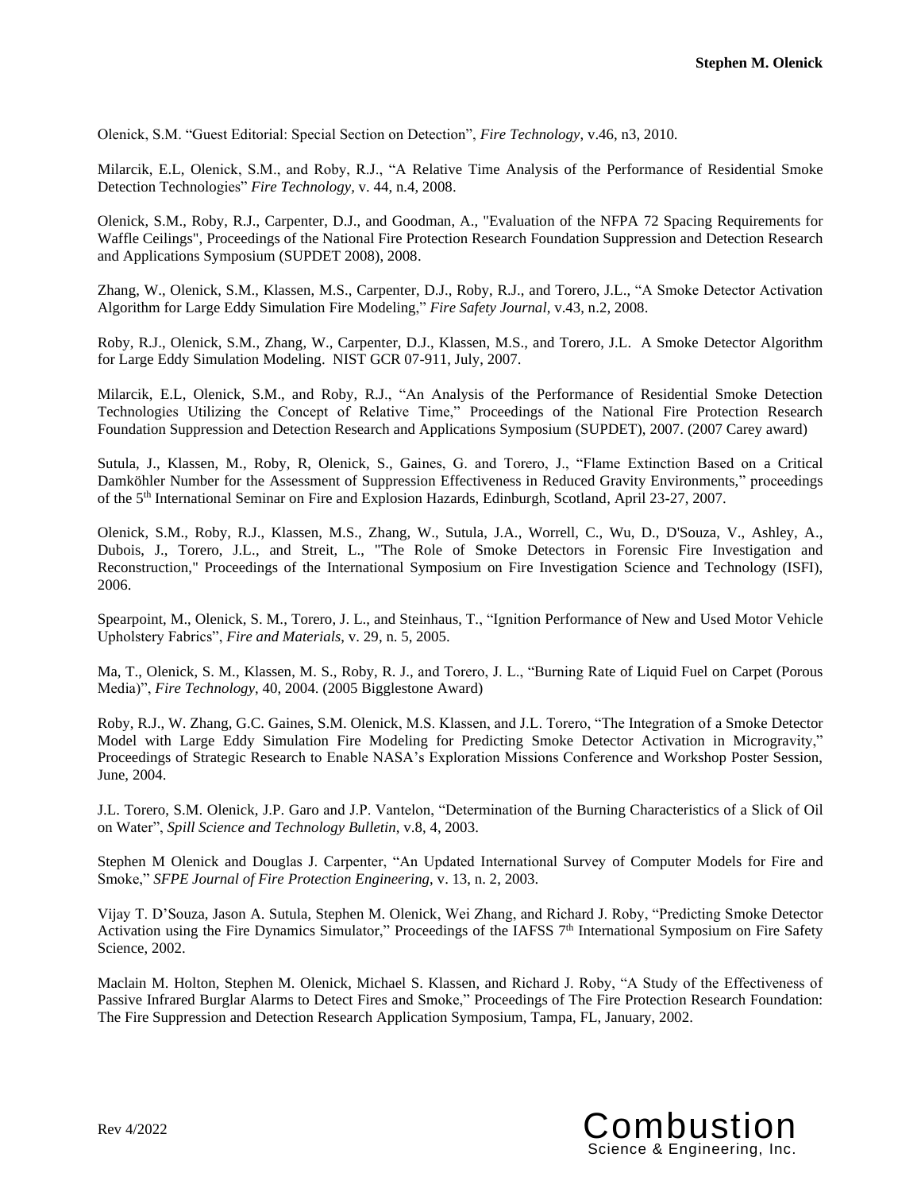Olenick, S.M. “Guest Editorial: Special Section on Detection”, *Fire Technology*, v.46, n3, 2010.

Milarcik, E.L, Olenick, S.M., and Roby, R.J., “A Relative Time Analysis of the Performance of Residential Smoke Detection Technologies” *Fire Technology*, v. 44, n.4, 2008.

Olenick, S.M., Roby, R.J., Carpenter, D.J., and Goodman, A., "Evaluation of the NFPA 72 Spacing Requirements for Waffle Ceilings", Proceedings of the National Fire Protection Research Foundation Suppression and Detection Research and Applications Symposium (SUPDET 2008), 2008.

Zhang, W., Olenick, S.M., Klassen, M.S., Carpenter, D.J., Roby, R.J., and Torero, J.L., “A Smoke Detector Activation Algorithm for Large Eddy Simulation Fire Modeling,” *Fire Safety Journal*, v.43, n.2, 2008.

Roby, R.J., Olenick, S.M., Zhang, W., Carpenter, D.J., Klassen, M.S., and Torero, J.L. A Smoke Detector Algorithm for Large Eddy Simulation Modeling. NIST GCR 07-911, July, 2007.

Milarcik, E.L, Olenick, S.M., and Roby, R.J., “An Analysis of the Performance of Residential Smoke Detection Technologies Utilizing the Concept of Relative Time,” Proceedings of the National Fire Protection Research Foundation Suppression and Detection Research and Applications Symposium (SUPDET), 2007. (2007 Carey award)

Sutula, J., Klassen, M., Roby, R, Olenick, S., Gaines, G. and Torero, J., “Flame Extinction Based on a Critical Damköhler Number for the Assessment of Suppression Effectiveness in Reduced Gravity Environments,” proceedings of the 5th International Seminar on Fire and Explosion Hazards, Edinburgh, Scotland, April 23-27, 2007.

Olenick, S.M., Roby, R.J., Klassen, M.S., Zhang, W., Sutula, J.A., Worrell, C., Wu, D., D'Souza, V., Ashley, A., Dubois, J., Torero, J.L., and Streit, L., "The Role of Smoke Detectors in Forensic Fire Investigation and Reconstruction," Proceedings of the International Symposium on Fire Investigation Science and Technology (ISFI), 2006.

Spearpoint, M., Olenick, S. M., Torero, J. L., and Steinhaus, T., “Ignition Performance of New and Used Motor Vehicle Upholstery Fabrics”, *Fire and Materials*, v. 29, n. 5, 2005.

Ma, T., Olenick, S. M., Klassen, M. S., Roby, R. J., and Torero, J. L., “Burning Rate of Liquid Fuel on Carpet (Porous Media)”, *Fire Technology*, 40, 2004. (2005 Bigglestone Award)

Roby, R.J., W. Zhang, G.C. Gaines, S.M. Olenick, M.S. Klassen, and J.L. Torero, “The Integration of a Smoke Detector Model with Large Eddy Simulation Fire Modeling for Predicting Smoke Detector Activation in Microgravity,” Proceedings of Strategic Research to Enable NASA’s Exploration Missions Conference and Workshop Poster Session, June, 2004.

J.L. Torero, S.M. Olenick, J.P. Garo and J.P. Vantelon, “Determination of the Burning Characteristics of a Slick of Oil on Water”, *Spill Science and Technology Bulletin*, v.8, 4, 2003.

Stephen M Olenick and Douglas J. Carpenter, “An Updated International Survey of Computer Models for Fire and Smoke,” *SFPE Journal of Fire Protection Engineering*, v. 13, n. 2, 2003.

Vijay T. D’Souza, Jason A. Sutula, Stephen M. Olenick, Wei Zhang, and Richard J. Roby, “Predicting Smoke Detector Activation using the Fire Dynamics Simulator,” Proceedings of the IAFSS 7th International Symposium on Fire Safety Science, 2002.

Maclain M. Holton, Stephen M. Olenick, Michael S. Klassen, and Richard J. Roby, “A Study of the Effectiveness of Passive Infrared Burglar Alarms to Detect Fires and Smoke,” Proceedings of The Fire Protection Research Foundation: The Fire Suppression and Detection Research Application Symposium, Tampa, FL, January, 2002.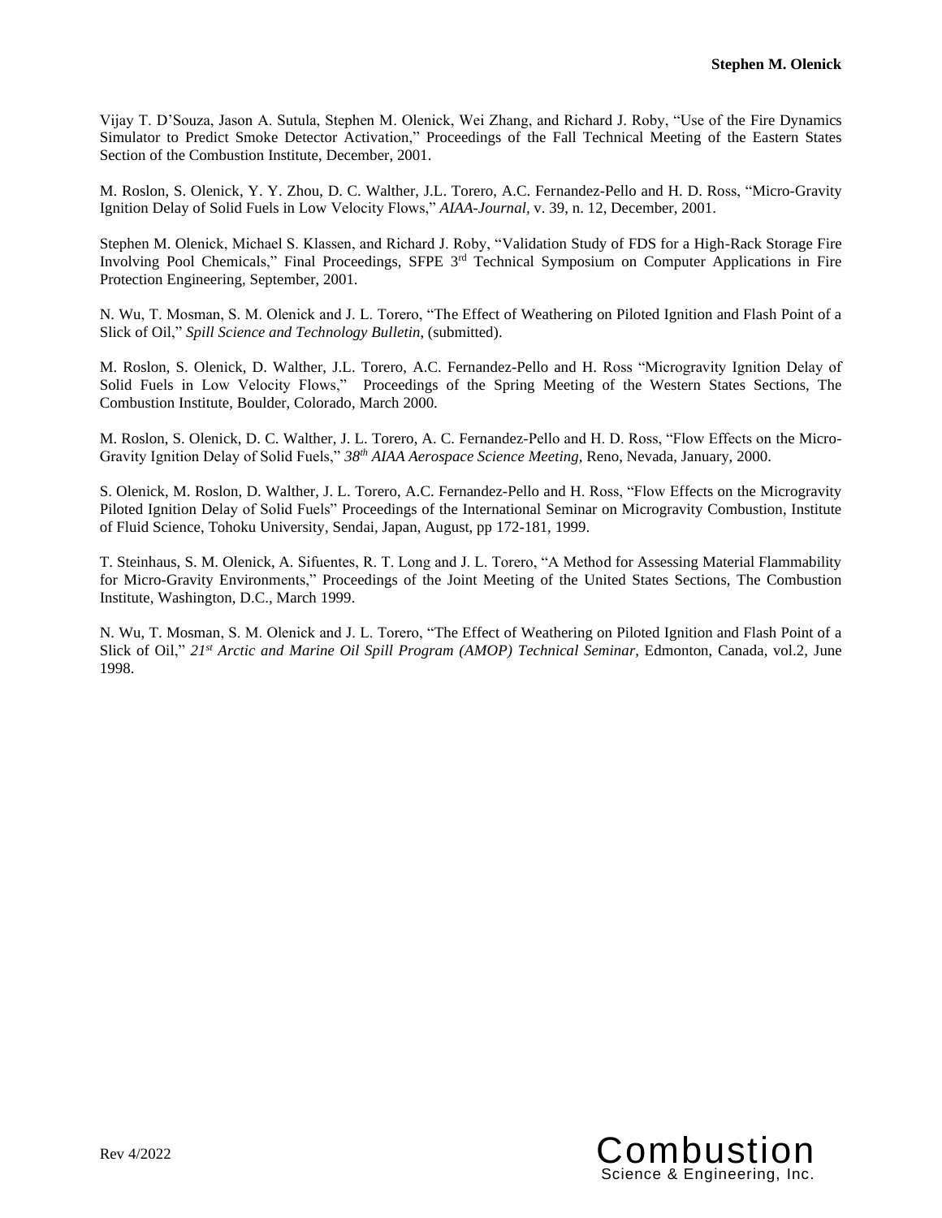Vijay T. D'Souza, Jason A. Sutula, Stephen M. Olenick, Wei Zhang, and Richard J. Roby, "Use of the Fire Dynamics Simulator to Predict Smoke Detector Activation," Proceedings of the Fall Technical Meeting of the Eastern States Section of the Combustion Institute, December, 2001.

M. Roslon, S. Olenick, Y. Y. Zhou, D. C. Walther, J.L. Torero, A.C. Fernandez-Pello and H. D. Ross, "Micro-Gravity Ignition Delay of Solid Fuels in Low Velocity Flows," *AIAA-Journal*, v. 39, n. 12, December, 2001.

Stephen M. Olenick, Michael S. Klassen, and Richard J. Roby, "Validation Study of FDS for a High-Rack Storage Fire Involving Pool Chemicals," Final Proceedings, SFPE 3rd Technical Symposium on Computer Applications in Fire Protection Engineering, September, 2001.

N. Wu, T. Mosman, S. M. Olenick and J. L. Torero, "The Effect of Weathering on Piloted Ignition and Flash Point of a Slick of Oil," *Spill Science and Technology Bulletin*, (submitted).

M. Roslon, S. Olenick, D. Walther, J.L. Torero, A.C. Fernandez-Pello and H. Ross "Microgravity Ignition Delay of Solid Fuels in Low Velocity Flows," Proceedings of the Spring Meeting of the Western States Sections, The Combustion Institute, Boulder, Colorado, March 2000.

M. Roslon, S. Olenick, D. C. Walther, J. L. Torero, A. C. Fernandez-Pello and H. D. Ross, "Flow Effects on the Micro-Gravity Ignition Delay of Solid Fuels," *38th AIAA Aerospace Science Meeting*, Reno, Nevada, January, 2000.

S. Olenick, M. Roslon, D. Walther, J. L. Torero, A.C. Fernandez-Pello and H. Ross, "Flow Effects on the Microgravity Piloted Ignition Delay of Solid Fuels" Proceedings of the International Seminar on Microgravity Combustion, Institute of Fluid Science, Tohoku University, Sendai, Japan, August, pp 172-181, 1999.

T. Steinhaus, S. M. Olenick, A. Sifuentes, R. T. Long and J. L. Torero, "A Method for Assessing Material Flammability for Micro-Gravity Environments," Proceedings of the Joint Meeting of the United States Sections, The Combustion Institute, Washington, D.C., March 1999.

N. Wu, T. Mosman, S. M. Olenick and J. L. Torero, "The Effect of Weathering on Piloted Ignition and Flash Point of a Slick of Oil," *21st Arctic and Marine Oil Spill Program (AMOP) Technical Seminar*, Edmonton, Canada, vol.2, June 1998.